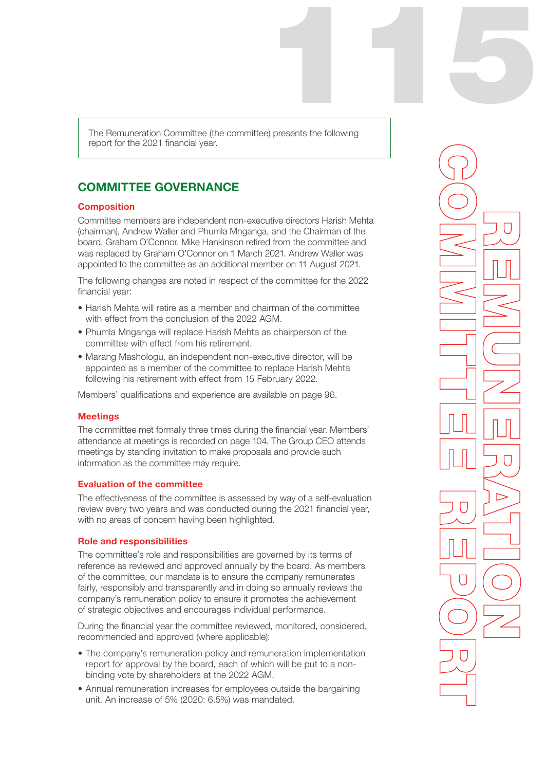# REMUNERATION COMMITTEE REPORT

The Remuneration Committee (the committee) presents the following report for the 2021 financial year.

## COMMITTEE GOVERNANCE

### Composition

Committee members are independent non-executive directors Harish Mehta (chairman), Andrew Waller and Phumla Mnganga, and the Chairman of the board, Graham O'Connor. Mike Hankinson retired from the committee and was replaced by Graham O'Connor on 1 March 2021. Andrew Waller was appointed to the committee as an additional member on 11 August 2021.

The following changes are noted in respect of the committee for the 2022 financial year:

- Harish Mehta will retire as a member and chairman of the committee with effect from the conclusion of the 2022 AGM.
- Phumla Mnganga will replace Harish Mehta as chairperson of the committee with effect from his retirement.
- Marang Mashologu, an independent non-executive director, will be appointed as a member of the committee to replace Harish Mehta following his retirement with effect from 15 February 2022.

Members' qualifications and experience are available on page 96.

### Meetings

The committee met formally three times during the financial year. Members' attendance at meetings is recorded on page 104. The Group CEO attends meetings by standing invitation to make proposals and provide such information as the committee may require.

### Evaluation of the committee

The effectiveness of the committee is assessed by way of a self-evaluation review every two years and was conducted during the 2021 financial year, with no areas of concern having been highlighted.

### Role and responsibilities

The committee's role and responsibilities are governed by its terms of reference as reviewed and approved annually by the board. As members of the committee, our mandate is to ensure the company remunerates fairly, responsibly and transparently and in doing so annually reviews the company's remuneration policy to ensure it promotes the achievement of strategic objectives and encourages individual performance.

During the financial year the committee reviewed, monitored, considered, recommended and approved (where applicable):

- The company's remuneration policy and remuneration implementation report for approval by the board, each of which will be put to a non-binding vote by shareholders at the 2022 AGM.
- Annual remuneration increases for employees outside the bargaining unit. An increase of 5% (2020: 6.5%) was mandated.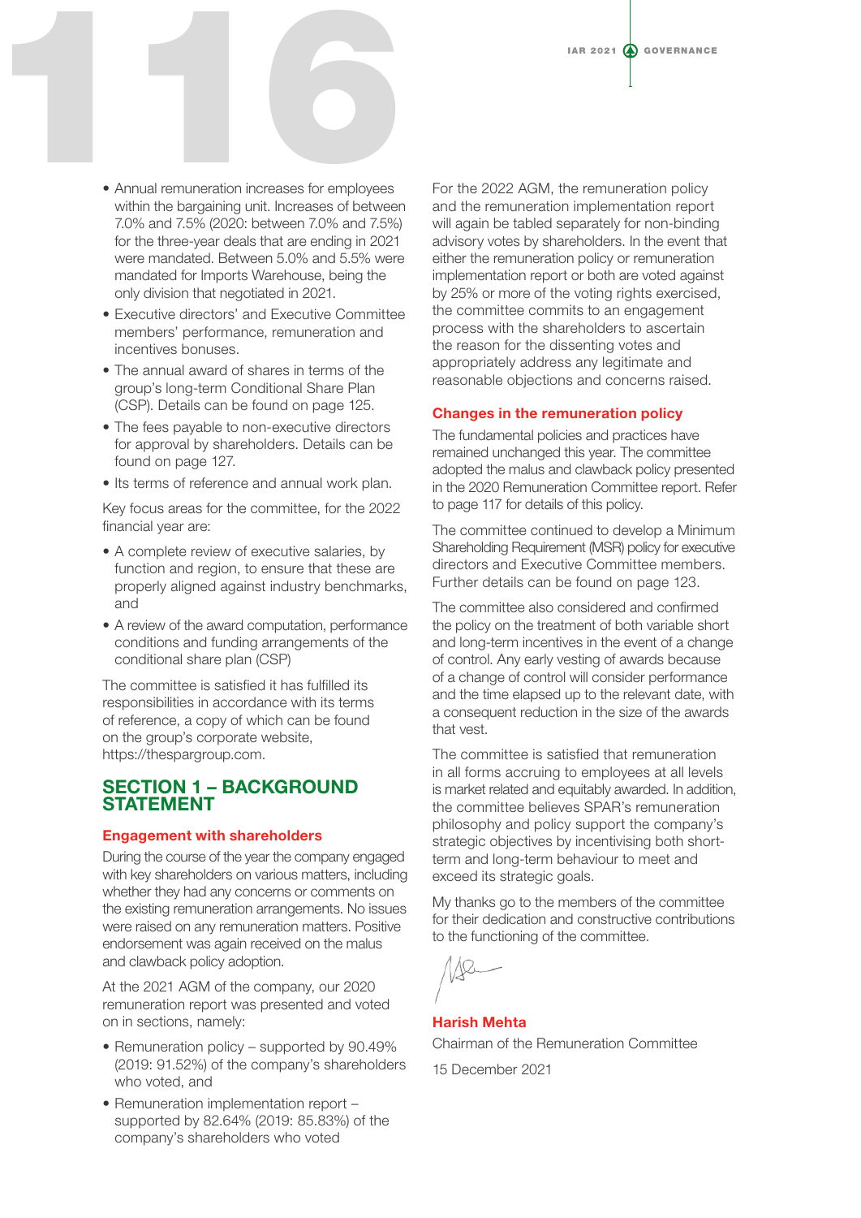- Annual remuneration increases for employees within the bargaining unit. Increases of between 7.0% and 7.5% (2020: between 7.0% and 7.5%) for the three-year deals that are ending in 2021 were mandated. Between 5.0% and 5.5% were mandated for Imports Warehouse, being the only division that negotiated in 2021.
- Executive directors' and Executive Committee members' performance, remuneration and incentives bonuses.
- The annual award of shares in terms of the group's long-term Conditional Share Plan (CSP). Details can be found on page 125.
- The fees payable to non-executive directors for approval by shareholders. Details can be found on page 127.
- Its terms of reference and annual work plan.

Key focus areas for the committee, for the 2022 financial year are:

- A complete review of executive salaries, by function and region, to ensure that these are properly aligned against industry benchmarks, and
- A review of the award computation, performance conditions and funding arrangements of the conditional share plan (CSP)

The committee is satisfied it has fulfilled its responsibilities in accordance with its terms of reference, a copy of which can be found on the group's corporate website, https://thespargroup.com.

## SECTION 1 – BACKGROUND STATEMENT

### Engagement with shareholders

During the course of the year the company engaged with key shareholders on various matters, including whether they had any concerns or comments on the existing remuneration arrangements. No issues were raised on any remuneration matters. Positive endorsement was again received on the malus and clawback policy adoption.

At the 2021 AGM of the company, our 2020 remuneration report was presented and voted on in sections, namely:

- Remuneration policy – supported by 90.49% (2019: 91.52%) of the company's shareholders who voted, and
- Remuneration implementation report – supported by 82.64% (2019: 85.83%) of the company's shareholders who voted

For the 2022 AGM, the remuneration policy and the remuneration implementation report will again be tabled separately for non-binding advisory votes by shareholders. In the event that either the remuneration policy or remuneration implementation report or both are voted against by 25% or more of the voting rights exercised, the committee commits to an engagement process with the shareholders to ascertain the reason for the dissenting votes and appropriately address any legitimate and reasonable objections and concerns raised.

### Changes in the remuneration policy

The fundamental policies and practices have remained unchanged this year. The committee adopted the malus and clawback policy presented in the 2020 Remuneration Committee report. Refer to page 117 for details of this policy.

The committee continued to develop a Minimum Shareholding Requirement (MSR) policy for executive directors and Executive Committee members. Further details can be found on page 123.

The committee also considered and confirmed the policy on the treatment of both variable short and long-term incentives in the event of a change of control. Any early vesting of awards because of a change of control will consider performance and the time elapsed up to the relevant date, with a consequent reduction in the size of the awards that vest.

The committee is satisfied that remuneration in all forms accruing to employees at all levels is market related and equitably awarded. In addition, the committee believes SPAR's remuneration philosophy and policy support the company's strategic objectives by incentivising both short-term and long-term behaviour to meet and exceed its strategic goals.

My thanks go to the members of the committee for their dedication and constructive contributions to the functioning of the committee.

**Harish Mehta**
Chairman of the Remuneration Committee

15 December 2021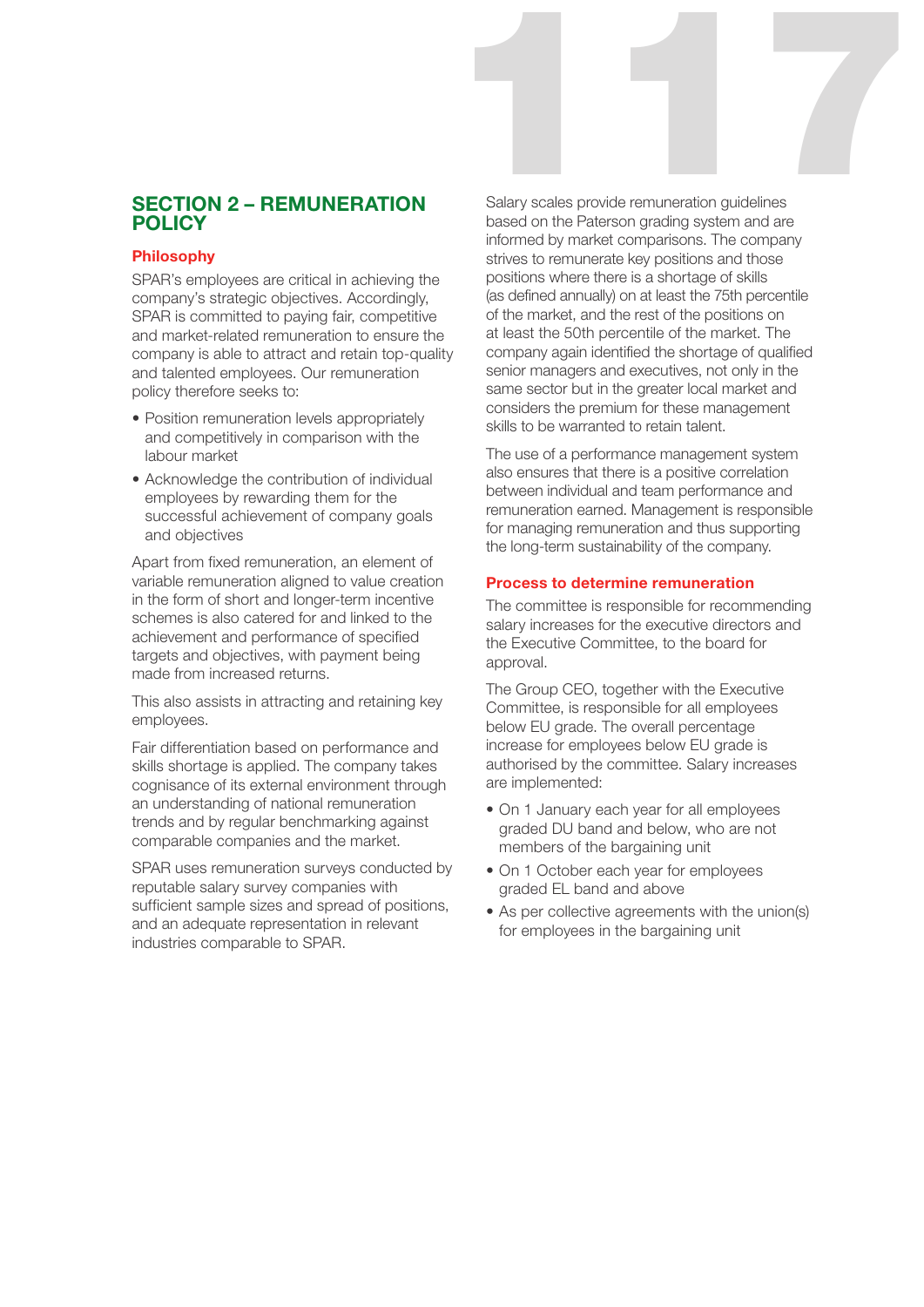## SECTION 2 – REMUNERATION POLICY

### Philosophy

SPAR's employees are critical in achieving the company's strategic objectives. Accordingly, SPAR is committed to paying fair, competitive and market-related remuneration to ensure the company is able to attract and retain top-quality and talented employees. Our remuneration policy therefore seeks to:

- Position remuneration levels appropriately and competitively in comparison with the labour market
- Acknowledge the contribution of individual employees by rewarding them for the successful achievement of company goals and objectives

Apart from fixed remuneration, an element of variable remuneration aligned to value creation in the form of short and longer-term incentive schemes is also catered for and linked to the achievement and performance of specified targets and objectives, with payment being made from increased returns.

This also assists in attracting and retaining key employees.

Fair differentiation based on performance and skills shortage is applied. The company takes cognisance of its external environment through an understanding of national remuneration trends and by regular benchmarking against comparable companies and the market.

SPAR uses remuneration surveys conducted by reputable salary survey companies with sufficient sample sizes and spread of positions, and an adequate representation in relevant industries comparable to SPAR.

Salary scales provide remuneration guidelines based on the Paterson grading system and are informed by market comparisons. The company strives to remunerate key positions and those positions where there is a shortage of skills (as defined annually) on at least the 75th percentile of the market, and the rest of the positions on at least the 50th percentile of the market. The company again identified the shortage of qualified senior managers and executives, not only in the same sector but in the greater local market and considers the premium for these management skills to be warranted to retain talent.

The use of a performance management system also ensures that there is a positive correlation between individual and team performance and remuneration earned. Management is responsible for managing remuneration and thus supporting the long-term sustainability of the company.

### Process to determine remuneration

The committee is responsible for recommending salary increases for the executive directors and the Executive Committee, to the board for approval.

The Group CEO, together with the Executive Committee, is responsible for all employees below EU grade. The overall percentage increase for employees below EU grade is authorised by the committee. Salary increases are implemented:

- On 1 January each year for all employees graded DU band and below, who are not members of the bargaining unit
- On 1 October each year for employees graded EL band and above
- As per collective agreements with the union(s) for employees in the bargaining unit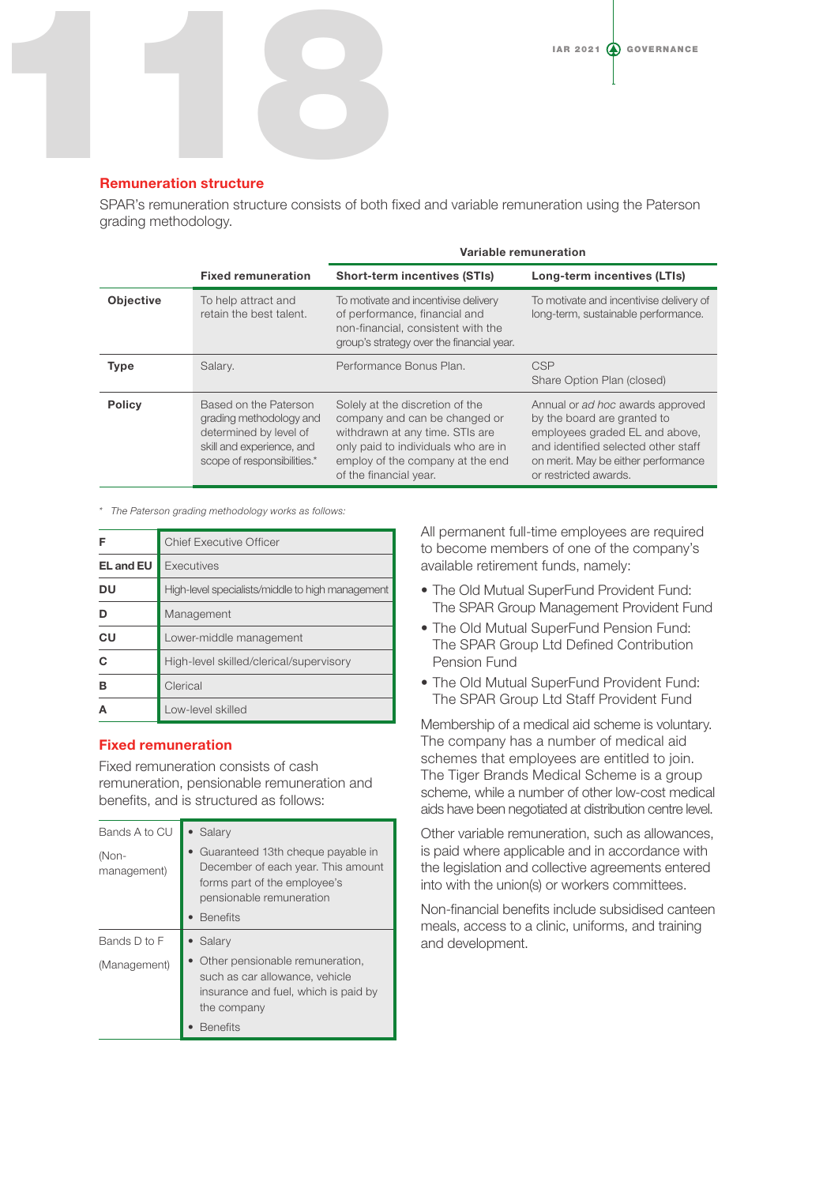## Remuneration structure

SPAR's remuneration structure consists of both fixed and variable remuneration using the Paterson grading methodology.

| | Fixed remuneration | Variable remuneration | |
|---|---|---|---|
| | | **Short-term incentives (STIs)** | **Long-term incentives (LTIs)** |
| **Objective** | To help attract and retain the best talent. | To motivate and incentivise delivery of performance, financial and non-financial, consistent with the group's strategy over the financial year. | To motivate and incentivise delivery of long-term, sustainable performance. |
| **Type** | Salary. | Performance Bonus Plan. | CSP<br>Share Option Plan (closed) |
| **Policy** | Based on the Paterson grading methodology and determined by level of skill and experience, and scope of responsibilities.* | Solely at the discretion of the company and can be changed or withdrawn at any time. STIs are only paid to individuals who are in employ of the company at the end of the financial year. | Annual or *ad hoc* awards approved by the board are granted to employees graded EL and above, and identified selected other staff on merit. May be either performance or restricted awards. |

* *The Paterson grading methodology works as follows:*

| | |
|---|---|
| **F** | Chief Executive Officer |
| **EL and EU** | Executives |
| **DU** | High-level specialists/middle to high management |
| **D** | Management |
| **CU** | Lower-middle management |
| **C** | High-level skilled/clerical/supervisory |
| **B** | Clerical |
| **A** | Low-level skilled |

## Fixed remuneration

Fixed remuneration consists of cash remuneration, pensionable remuneration and benefits, and is structured as follows:

| | |
|---|---|
| Bands A to CU<br><br>(Non-management) | • Salary<br>• Guaranteed 13th cheque payable in December of each year. This amount forms part of the employee's pensionable remuneration<br>• Benefits |
| Bands D to F<br><br>(Management) | • Salary<br>• Other pensionable remuneration, such as car allowance, vehicle insurance and fuel, which is paid by the company<br>• Benefits |

All permanent full-time employees are required to become members of one of the company's available retirement funds, namely:

- The Old Mutual SuperFund Provident Fund: The SPAR Group Management Provident Fund
- The Old Mutual SuperFund Pension Fund: The SPAR Group Ltd Defined Contribution Pension Fund
- The Old Mutual SuperFund Provident Fund: The SPAR Group Ltd Staff Provident Fund

Membership of a medical aid scheme is voluntary. The company has a number of medical aid schemes that employees are entitled to join. The Tiger Brands Medical Scheme is a group scheme, while a number of other low-cost medical aids have been negotiated at distribution centre level.

Other variable remuneration, such as allowances, is paid where applicable and in accordance with the legislation and collective agreements entered into with the union(s) or workers committees.

Non-financial benefits include subsidised canteen meals, access to a clinic, uniforms, and training and development.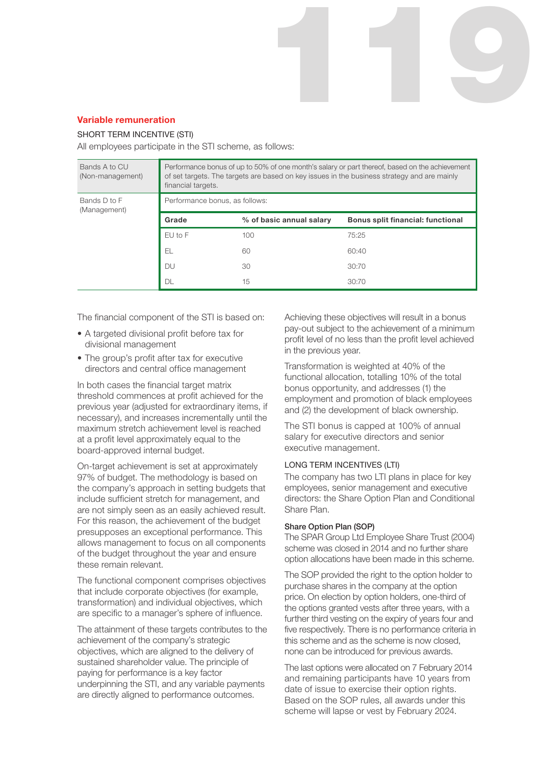## Variable remuneration

### SHORT TERM INCENTIVE (STI)

All employees participate in the STI scheme, as follows:

| | | | |
|---|---|---|---|
| Bands A to CU (Non-management) | Performance bonus of up to 50% of one month's salary or part thereof, based on the achievement of set targets. The targets are based on key issues in the business strategy and are mainly financial targets. | | |
| Bands D to F (Management) | Performance bonus, as follows: | | |
| | **Grade** | **% of basic annual salary** | **Bonus split financial: functional** |
| | EU to F | 100 | 75:25 |
| | EL | 60 | 60:40 |
| | DU | 30 | 30:70 |
| | DL | 15 | 30:70 |

The financial component of the STI is based on:

- A targeted divisional profit before tax for divisional management
- The group's profit after tax for executive directors and central office management

In both cases the financial target matrix threshold commences at profit achieved for the previous year (adjusted for extraordinary items, if necessary), and increases incrementally until the maximum stretch achievement level is reached at a profit level approximately equal to the board-approved internal budget.

On-target achievement is set at approximately 97% of budget. The methodology is based on the company's approach in setting budgets that include sufficient stretch for management, and are not simply seen as an easily achieved result. For this reason, the achievement of the budget presupposes an exceptional performance. This allows management to focus on all components of the budget throughout the year and ensure these remain relevant.

The functional component comprises objectives that include corporate objectives (for example, transformation) and individual objectives, which are specific to a manager's sphere of influence.

The attainment of these targets contributes to the achievement of the company's strategic objectives, which are aligned to the delivery of sustained shareholder value. The principle of paying for performance is a key factor underpinning the STI, and any variable payments are directly aligned to performance outcomes.

Achieving these objectives will result in a bonus pay-out subject to the achievement of a minimum profit level of no less than the profit level achieved in the previous year.

Transformation is weighted at 40% of the functional allocation, totalling 10% of the total bonus opportunity, and addresses (1) the employment and promotion of black employees and (2) the development of black ownership.

The STI bonus is capped at 100% of annual salary for executive directors and senior executive management.

### LONG TERM INCENTIVES (LTI)

The company has two LTI plans in place for key employees, senior management and executive directors: the Share Option Plan and Conditional Share Plan.

#### Share Option Plan (SOP)

The SPAR Group Ltd Employee Share Trust (2004) scheme was closed in 2014 and no further share option allocations have been made in this scheme.

The SOP provided the right to the option holder to purchase shares in the company at the option price. On election by option holders, one-third of the options granted vests after three years, with a further third vesting on the expiry of years four and five respectively. There is no performance criteria in this scheme and as the scheme is now closed, none can be introduced for previous awards.

The last options were allocated on 7 February 2014 and remaining participants have 10 years from date of issue to exercise their option rights. Based on the SOP rules, all awards under this scheme will lapse or vest by February 2024.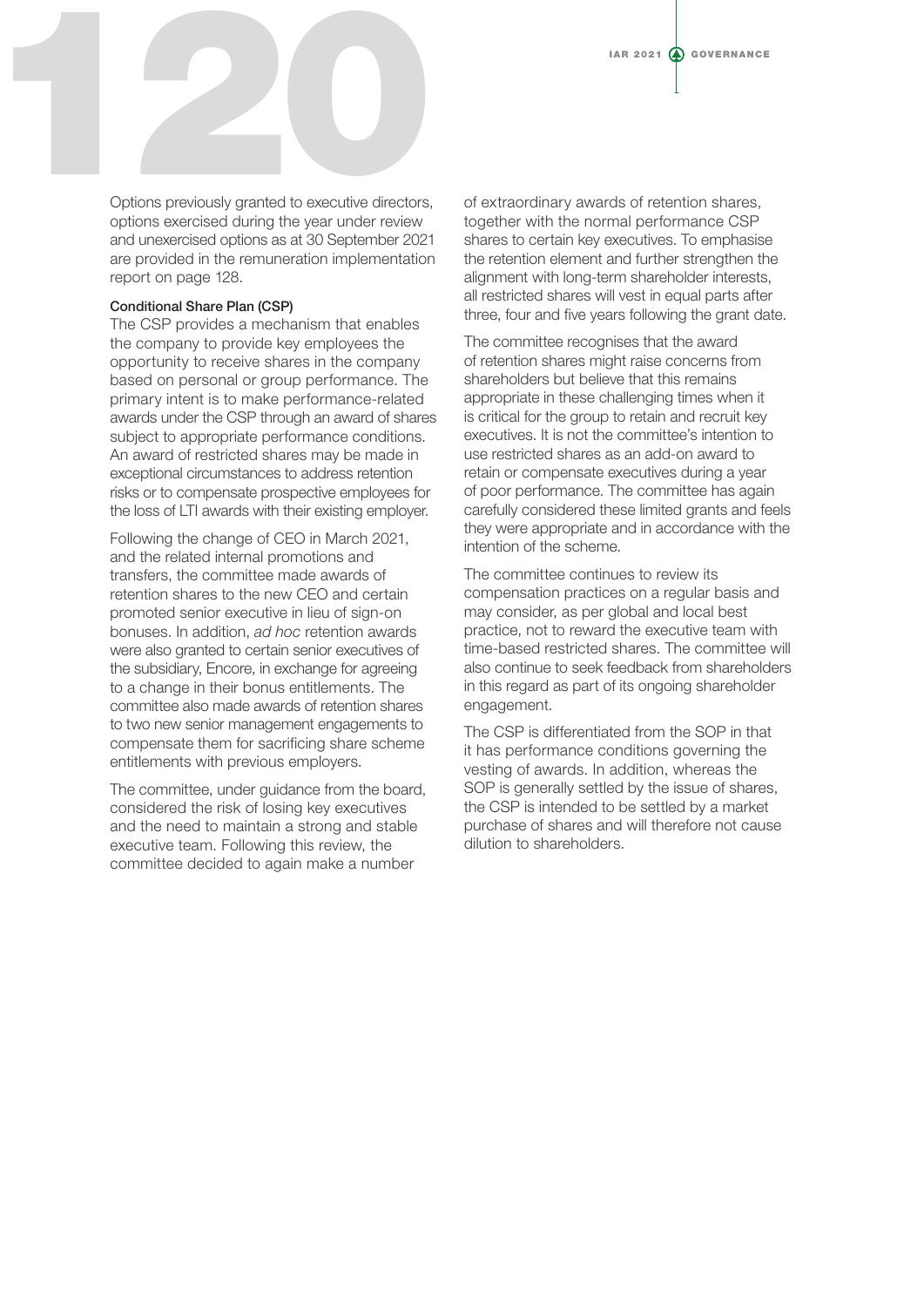Options previously granted to executive directors, options exercised during the year under review and unexercised options as at 30 September 2021 are provided in the remuneration implementation report on page 128.

#### Conditional Share Plan (CSP)

The CSP provides a mechanism that enables the company to provide key employees the opportunity to receive shares in the company based on personal or group performance. The primary intent is to make performance-related awards under the CSP through an award of shares subject to appropriate performance conditions. An award of restricted shares may be made in exceptional circumstances to address retention risks or to compensate prospective employees for the loss of LTI awards with their existing employer.

Following the change of CEO in March 2021, and the related internal promotions and transfers, the committee made awards of retention shares to the new CEO and certain promoted senior executive in lieu of sign-on bonuses. In addition, *ad hoc* retention awards were also granted to certain senior executives of the subsidiary, Encore, in exchange for agreeing to a change in their bonus entitlements. The committee also made awards of retention shares to two new senior management engagements to compensate them for sacrificing share scheme entitlements with previous employers.

The committee, under guidance from the board, considered the risk of losing key executives and the need to maintain a strong and stable executive team. Following this review, the committee decided to again make a number of extraordinary awards of retention shares, together with the normal performance CSP shares to certain key executives. To emphasise the retention element and further strengthen the alignment with long-term shareholder interests, all restricted shares will vest in equal parts after three, four and five years following the grant date.

The committee recognises that the award of retention shares might raise concerns from shareholders but believe that this remains appropriate in these challenging times when it is critical for the group to retain and recruit key executives. It is not the committee's intention to use restricted shares as an add-on award to retain or compensate executives during a year of poor performance. The committee has again carefully considered these limited grants and feels they were appropriate and in accordance with the intention of the scheme.

The committee continues to review its compensation practices on a regular basis and may consider, as per global and local best practice, not to reward the executive team with time-based restricted shares. The committee will also continue to seek feedback from shareholders in this regard as part of its ongoing shareholder engagement.

The CSP is differentiated from the SOP in that it has performance conditions governing the vesting of awards. In addition, whereas the SOP is generally settled by the issue of shares, the CSP is intended to be settled by a market purchase of shares and will therefore not cause dilution to shareholders.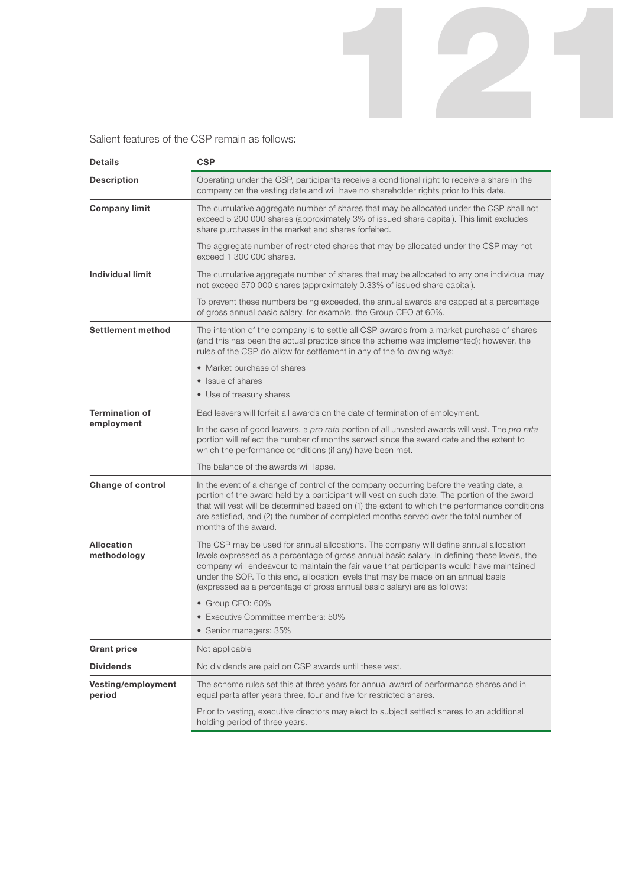Salient features of the CSP remain as follows:

| Details | CSP |
|---|---|
| **Description** | Operating under the CSP, participants receive a conditional right to receive a share in the company on the vesting date and will have no shareholder rights prior to this date. |
| **Company limit** | The cumulative aggregate number of shares that may be allocated under the CSP shall not exceed 5 200 000 shares (approximately 3% of issued share capital). This limit excludes share purchases in the market and shares forfeited.<br><br>The aggregate number of restricted shares that may be allocated under the CSP may not exceed 1 300 000 shares. |
| **Individual limit** | The cumulative aggregate number of shares that may be allocated to any one individual may not exceed 570 000 shares (approximately 0.33% of issued share capital).<br><br>To prevent these numbers being exceeded, the annual awards are capped at a percentage of gross annual basic salary, for example, the Group CEO at 60%. |
| **Settlement method** | The intention of the company is to settle all CSP awards from a market purchase of shares (and this has been the actual practice since the scheme was implemented); however, the rules of the CSP do allow for settlement in any of the following ways:<br>• Market purchase of shares<br>• Issue of shares<br>• Use of treasury shares |
| **Termination of employment** | Bad leavers will forfeit all awards on the date of termination of employment.<br><br>In the case of good leavers, a *pro rata* portion of all unvested awards will vest. The *pro rata* portion will reflect the number of months served since the award date and the extent to which the performance conditions (if any) have been met.<br><br>The balance of the awards will lapse. |
| **Change of control** | In the event of a change of control of the company occurring before the vesting date, a portion of the award held by a participant will vest on such date. The portion of the award that will vest will be determined based on (1) the extent to which the performance conditions are satisfied, and (2) the number of completed months served over the total number of months of the award. |
| **Allocation methodology** | The CSP may be used for annual allocations. The company will define annual allocation levels expressed as a percentage of gross annual basic salary. In defining these levels, the company will endeavour to maintain the fair value that participants would have maintained under the SOP. To this end, allocation levels that may be made on an annual basis (expressed as a percentage of gross annual basic salary) are as follows:<br>• Group CEO: 60%<br>• Executive Committee members: 50%<br>• Senior managers: 35% |
| **Grant price** | Not applicable |
| **Dividends** | No dividends are paid on CSP awards until these vest. |
| **Vesting/employment period** | The scheme rules set this at three years for annual award of performance shares and in equal parts after years three, four and five for restricted shares.<br><br>Prior to vesting, executive directors may elect to subject settled shares to an additional holding period of three years. |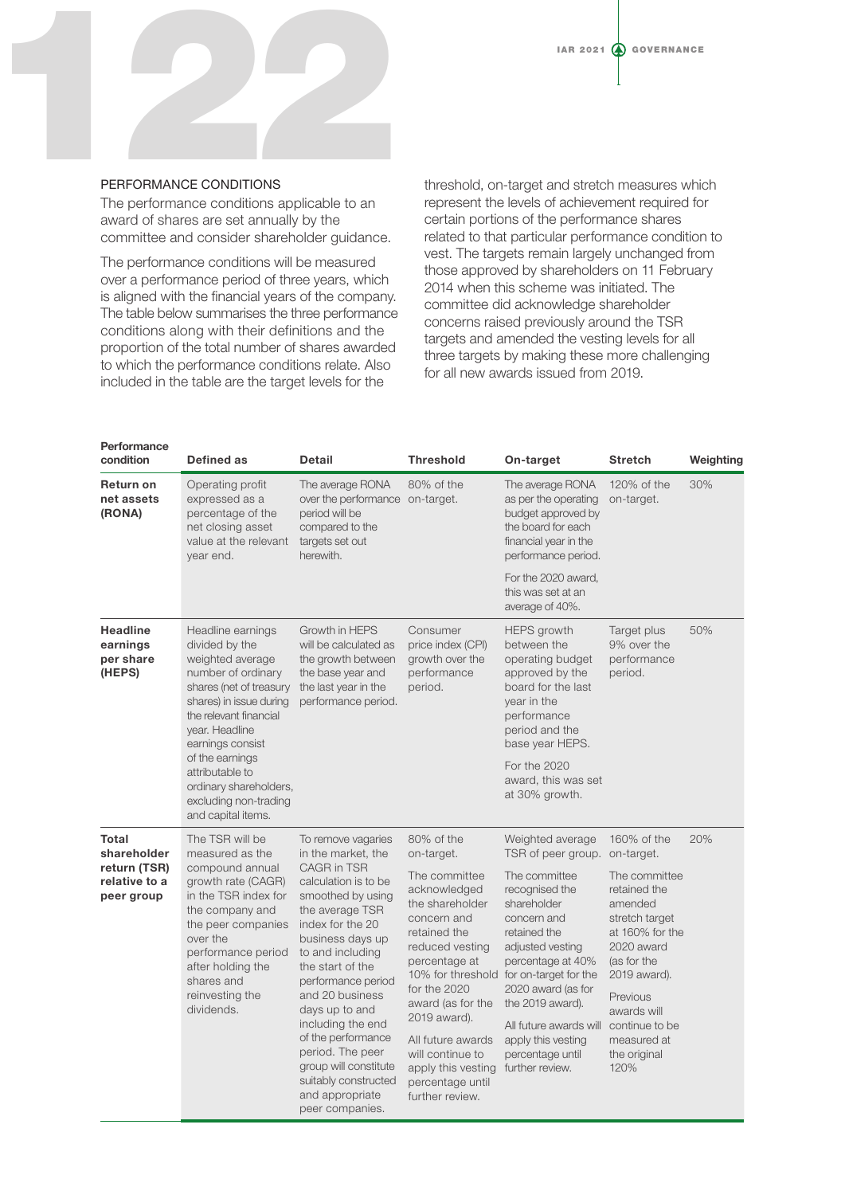## PERFORMANCE CONDITIONS

The performance conditions applicable to an award of shares are set annually by the committee and consider shareholder guidance.

The performance conditions will be measured over a performance period of three years, which is aligned with the financial years of the company. The table below summarises the three performance conditions along with their definitions and the proportion of the total number of shares awarded to which the performance conditions relate. Also included in the table are the target levels for the threshold, on-target and stretch measures which represent the levels of achievement required for certain portions of the performance shares related to that particular performance condition to vest. The targets remain largely unchanged from those approved by shareholders on 11 February 2014 when this scheme was initiated. The committee did acknowledge shareholder concerns raised previously around the TSR targets and amended the vesting levels for all three targets by making these more challenging for all new awards issued from 2019.

| Performance condition | Defined as | Detail | Threshold | On-target | Stretch | Weighting |
|---|---|---|---|---|---|---|
| **Return on net assets (RONA)** | Operating profit expressed as a percentage of the net closing asset value at the relevant year end. | The average RONA over the performance period will be compared to the targets set out herewith. | 80% of the on-target. | The average RONA as per the operating budget approved by the board for each financial year in the performance period. For the 2020 award, this was set at an average of 40%. | 120% of the on-target. | 30% |
| **Headline earnings per share (HEPS)** | Headline earnings divided by the weighted average number of ordinary shares (net of treasury shares) in issue during the relevant financial year. Headline earnings consist of the earnings attributable to ordinary shareholders, excluding non-trading and capital items. | Growth in HEPS will be calculated as the growth between the base year and the last year in the performance period. | Consumer price index (CPI) growth over the performance period. | HEPS growth between the operating budget approved by the board for the last year in the performance period and the base year HEPS. For the 2020 award, this was set at 30% growth. | Target plus 9% over the performance period. | 50% |
| **Total shareholder return (TSR) relative to a peer group** | The TSR will be measured as the compound annual growth rate (CAGR) in the TSR index for the company and the peer companies over the performance period after holding the shares and reinvesting the dividends. | To remove vagaries in the market, the CAGR in TSR calculation is to be smoothed by using the average TSR index for the 20 business days up to and including the start of the performance period and 20 business days up to and including the end of the performance period. The peer group will constitute suitably constructed and appropriate peer companies. | 80% of the on-target. The committee acknowledged the shareholder concern and retained the reduced vesting percentage at 10% for threshold for the 2020 award (as for the 2019 award). All future awards will continue to apply this vesting percentage until further review. | Weighted average TSR of peer group. The committee recognised the shareholder concern and retained the adjusted vesting percentage at 40% for on-target for the 2020 award (as for the 2019 award). All future awards will apply this vesting percentage until further review. | 160% of the on-target. The committee retained the amended stretch target at 160% for the 2020 award (as for the 2019 award). Previous awards will continue to be measured at the original 120% | 20% |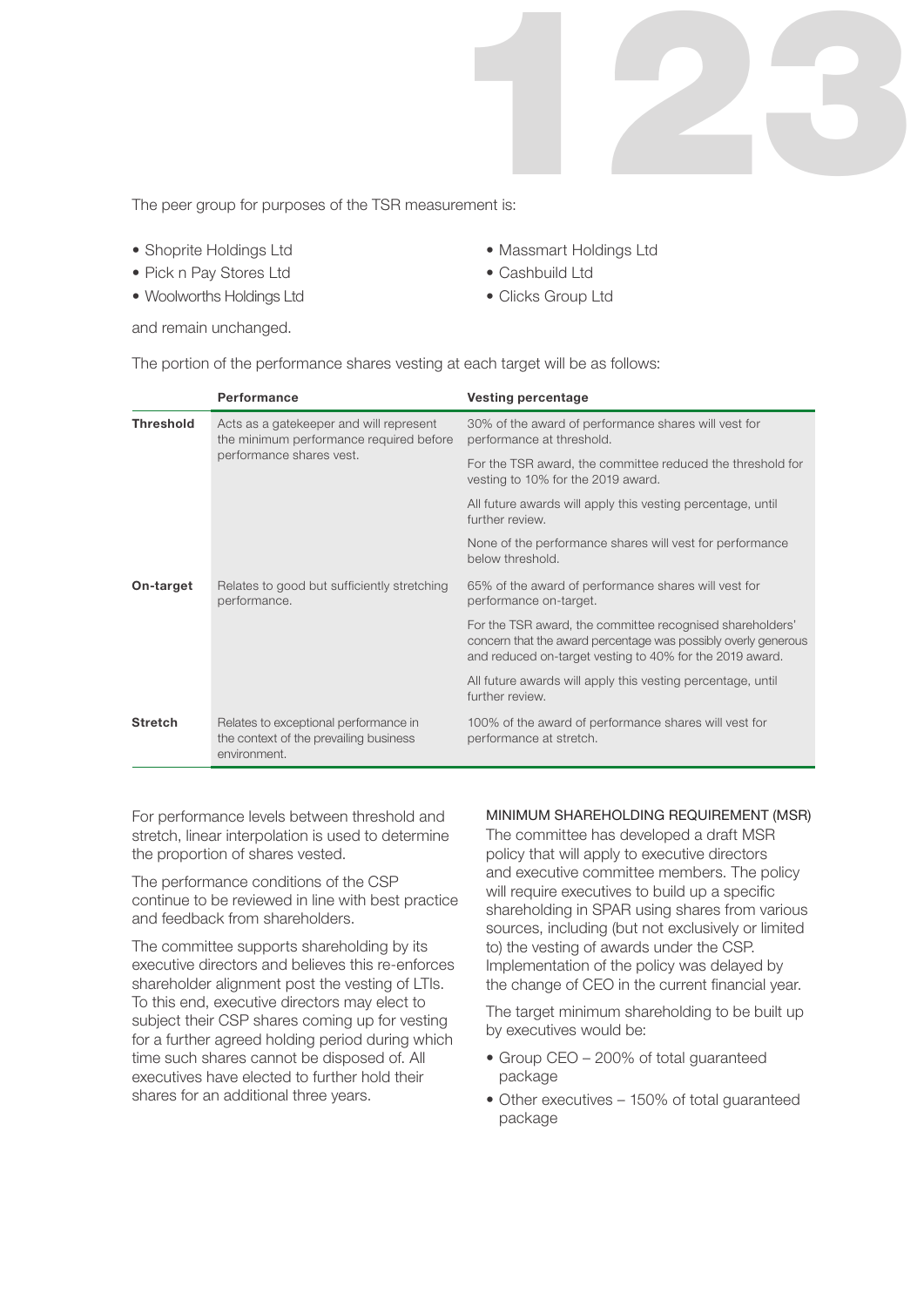The peer group for purposes of the TSR measurement is:

- Shoprite Holdings Ltd
- Pick n Pay Stores Ltd
- Woolworths Holdings Ltd
- Massmart Holdings Ltd
- Cashbuild Ltd
- Clicks Group Ltd

and remain unchanged.

The portion of the performance shares vesting at each target will be as follows:

| | Performance | Vesting percentage |
|---|---|---|
| **Threshold** | Acts as a gatekeeper and will represent the minimum performance required before performance shares vest. | 30% of the award of performance shares will vest for performance at threshold.<br><br>For the TSR award, the committee reduced the threshold for vesting to 10% for the 2019 award.<br><br>All future awards will apply this vesting percentage, until further review.<br><br>None of the performance shares will vest for performance below threshold. |
| **On-target** | Relates to good but sufficiently stretching performance. | 65% of the award of performance shares will vest for performance on-target.<br><br>For the TSR award, the committee recognised shareholders' concern that the award percentage was possibly overly generous and reduced on-target vesting to 40% for the 2019 award.<br><br>All future awards will apply this vesting percentage, until further review. |
| **Stretch** | Relates to exceptional performance in the context of the prevailing business environment. | 100% of the award of performance shares will vest for performance at stretch. |

For performance levels between threshold and stretch, linear interpolation is used to determine the proportion of shares vested.

The performance conditions of the CSP continue to be reviewed in line with best practice and feedback from shareholders.

The committee supports shareholding by its executive directors and believes this re-enforces shareholder alignment post the vesting of LTIs. To this end, executive directors may elect to subject their CSP shares coming up for vesting for a further agreed holding period during which time such shares cannot be disposed of. All executives have elected to further hold their shares for an additional three years.

### MINIMUM SHAREHOLDING REQUIREMENT (MSR)

The committee has developed a draft MSR policy that will apply to executive directors and executive committee members. The policy will require executives to build up a specific shareholding in SPAR using shares from various sources, including (but not exclusively or limited to) the vesting of awards under the CSP. Implementation of the policy was delayed by the change of CEO in the current financial year.

The target minimum shareholding to be built up by executives would be:

- Group CEO – 200% of total guaranteed package
- Other executives – 150% of total guaranteed package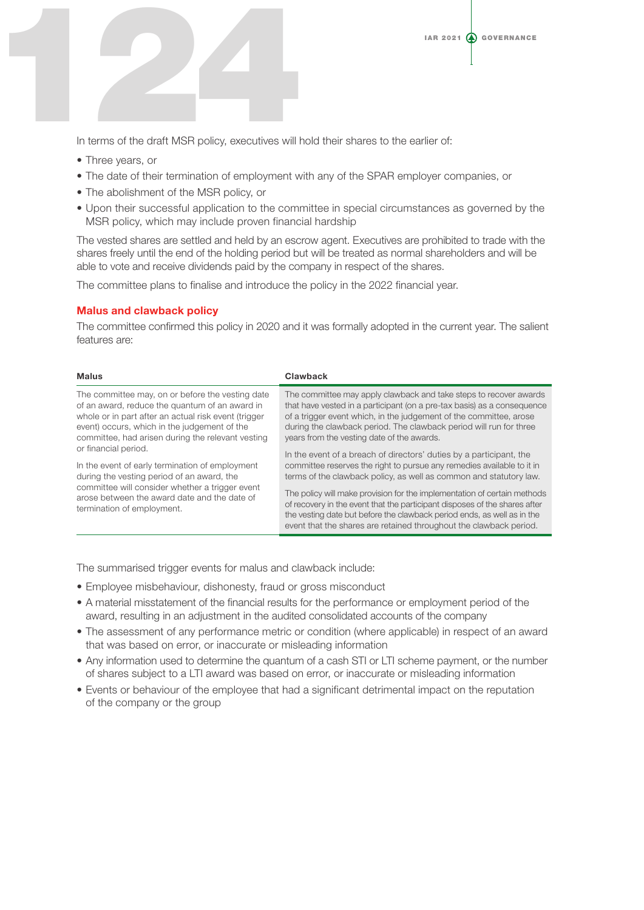In terms of the draft MSR policy, executives will hold their shares to the earlier of:

- Three years, or
- The date of their termination of employment with any of the SPAR employer companies, or
- The abolishment of the MSR policy, or
- Upon their successful application to the committee in special circumstances as governed by the MSR policy, which may include proven financial hardship

The vested shares are settled and held by an escrow agent. Executives are prohibited to trade with the shares freely until the end of the holding period but will be treated as normal shareholders and will be able to vote and receive dividends paid by the company in respect of the shares.

The committee plans to finalise and introduce the policy in the 2022 financial year.

### Malus and clawback policy

The committee confirmed this policy in 2020 and it was formally adopted in the current year. The salient features are:

| Malus | Clawback |
|---|---|
| The committee may, on or before the vesting date of an award, reduce the quantum of an award in whole or in part after an actual risk event (trigger event) occurs, which in the judgement of the committee, had arisen during the relevant vesting or financial period.<br><br>In the event of early termination of employment during the vesting period of an award, the committee will consider whether a trigger event arose between the award date and the date of termination of employment. | The committee may apply clawback and take steps to recover awards that have vested in a participant (on a pre-tax basis) as a consequence of a trigger event which, in the judgement of the committee, arose during the clawback period. The clawback period will run for three years from the vesting date of the awards.<br><br>In the event of a breach of directors' duties by a participant, the committee reserves the right to pursue any remedies available to it in terms of the clawback policy, as well as common and statutory law.<br><br>The policy will make provision for the implementation of certain methods of recovery in the event that the participant disposes of the shares after the vesting date but before the clawback period ends, as well as in the event that the shares are retained throughout the clawback period. |

The summarised trigger events for malus and clawback include:

- Employee misbehaviour, dishonesty, fraud or gross misconduct
- A material misstatement of the financial results for the performance or employment period of the award, resulting in an adjustment in the audited consolidated accounts of the company
- The assessment of any performance metric or condition (where applicable) in respect of an award that was based on error, or inaccurate or misleading information
- Any information used to determine the quantum of a cash STI or LTI scheme payment, or the number of shares subject to a LTI award was based on error, or inaccurate or misleading information
- Events or behaviour of the employee that had a significant detrimental impact on the reputation of the company or the group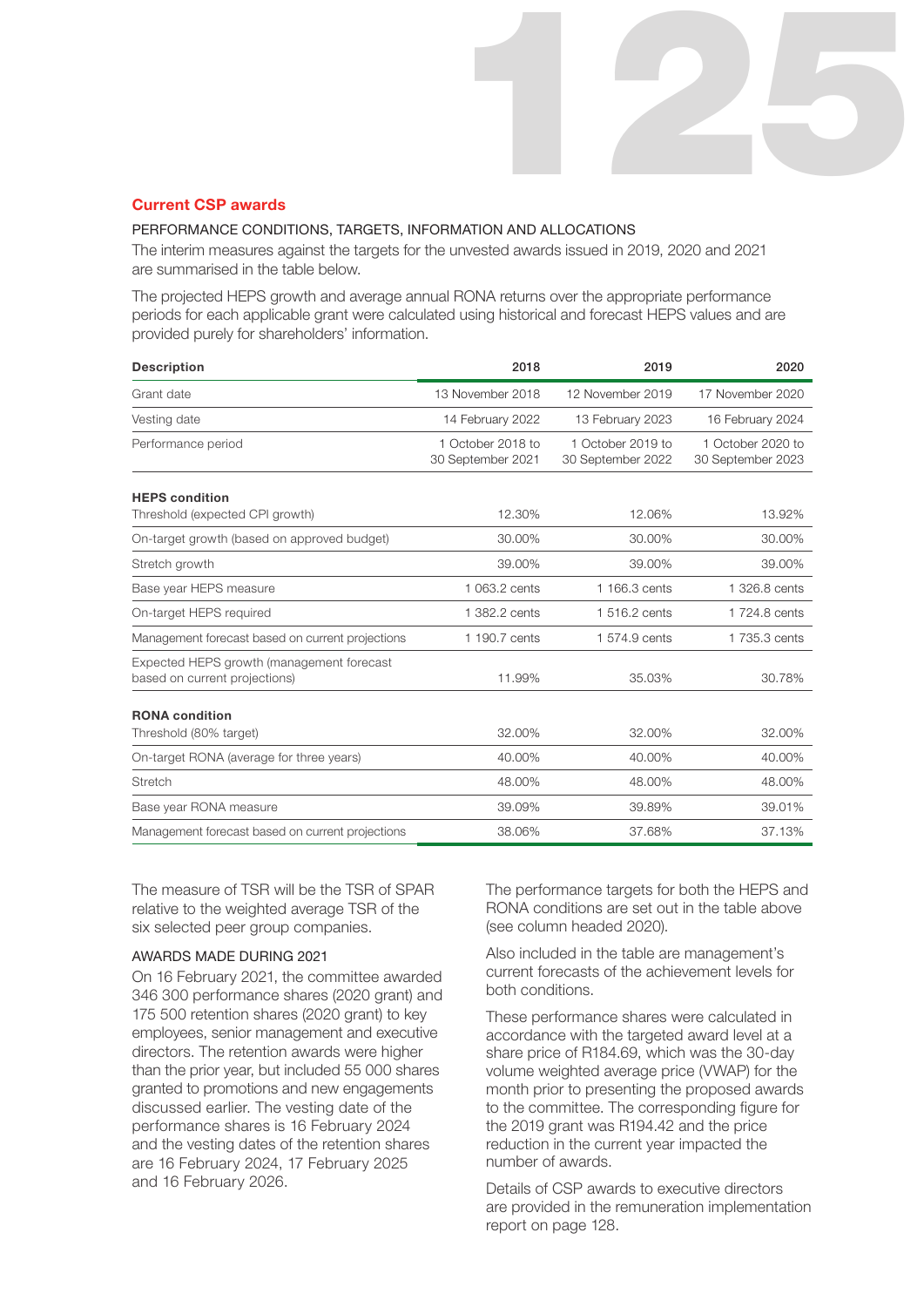## Current CSP awards

PERFORMANCE CONDITIONS, TARGETS, INFORMATION AND ALLOCATIONS

The interim measures against the targets for the unvested awards issued in 2019, 2020 and 2021 are summarised in the table below.

The projected HEPS growth and average annual RONA returns over the appropriate performance periods for each applicable grant were calculated using historical and forecast HEPS values and are provided purely for shareholders' information.

| Description | 2018 | 2019 | 2020 |
|---|---|---|---|
| Grant date | 13 November 2018 | 12 November 2019 | 17 November 2020 |
| Vesting date | 14 February 2022 | 13 February 2023 | 16 February 2024 |
| Performance period | 1 October 2018 to 30 September 2021 | 1 October 2019 to 30 September 2022 | 1 October 2020 to 30 September 2023 |
| **HEPS condition** | | | |
| Threshold (expected CPI growth) | 12.30% | 12.06% | 13.92% |
| On-target growth (based on approved budget) | 30.00% | 30.00% | 30.00% |
| Stretch growth | 39.00% | 39.00% | 39.00% |
| Base year HEPS measure | 1 063.2 cents | 1 166.3 cents | 1 326.8 cents |
| On-target HEPS required | 1 382.2 cents | 1 516.2 cents | 1 724.8 cents |
| Management forecast based on current projections | 1 190.7 cents | 1 574.9 cents | 1 735.3 cents |
| Expected HEPS growth (management forecast based on current projections) | 11.99% | 35.03% | 30.78% |
| **RONA condition** | | | |
| Threshold (80% target) | 32.00% | 32.00% | 32.00% |
| On-target RONA (average for three years) | 40.00% | 40.00% | 40.00% |
| Stretch | 48.00% | 48.00% | 48.00% |
| Base year RONA measure | 39.09% | 39.89% | 39.01% |
| Management forecast based on current projections | 38.06% | 37.68% | 37.13% |

The measure of TSR will be the TSR of SPAR relative to the weighted average TSR of the six selected peer group companies.

AWARDS MADE DURING 2021

On 16 February 2021, the committee awarded 346 300 performance shares (2020 grant) and 175 500 retention shares (2020 grant) to key employees, senior management and executive directors. The retention awards were higher than the prior year, but included 55 000 shares granted to promotions and new engagements discussed earlier. The vesting date of the performance shares is 16 February 2024 and the vesting dates of the retention shares are 16 February 2024, 17 February 2025 and 16 February 2026.

The performance targets for both the HEPS and RONA conditions are set out in the table above (see column headed 2020).

Also included in the table are management's current forecasts of the achievement levels for both conditions.

These performance shares were calculated in accordance with the targeted award level at a share price of R184.69, which was the 30-day volume weighted average price (VWAP) for the month prior to presenting the proposed awards to the committee. The corresponding figure for the 2019 grant was R194.42 and the price reduction in the current year impacted the number of awards.

Details of CSP awards to executive directors are provided in the remuneration implementation report on page 128.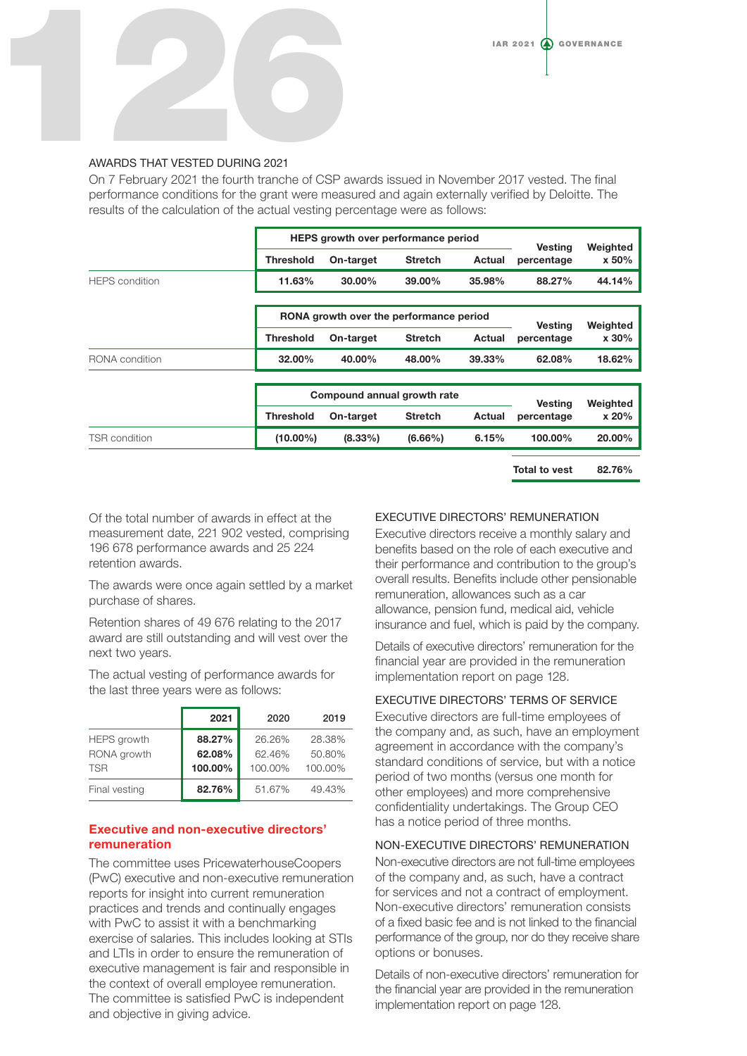AWARDS THAT VESTED DURING 2021

On 7 February 2021 the fourth tranche of CSP awards issued in November 2017 vested. The final performance conditions for the grant were measured and again externally verified by Deloitte. The results of the calculation of the actual vesting percentage were as follows:

| | HEPS growth over performance period | | | | Vesting percentage | Weighted x 50% |
|---|---|---|---|---|---|---|
| | Threshold | On-target | Stretch | Actual | | |
| HEPS condition | 11.63% | 30.00% | 39.00% | 35.98% | 88.27% | 44.14% |

| | RONA growth over the performance period | | | | Vesting percentage | Weighted x 30% |
|---|---|---|---|---|---|---|
| | Threshold | On-target | Stretch | Actual | | |
| RONA condition | 32.00% | 40.00% | 48.00% | 39.33% | 62.08% | 18.62% |

| | Compound annual growth rate | | | | Vesting percentage | Weighted x 20% |
|---|---|---|---|---|---|---|
| | Threshold | On-target | Stretch | Actual | | |
| TSR condition | (10.00%) | (8.33%) | (6.66%) | 6.15% | 100.00% | 20.00% |

| Total to vest | 82.76% |
|---|---|

Of the total number of awards in effect at the measurement date, 221 902 vested, comprising 196 678 performance awards and 25 224 retention awards.

The awards were once again settled by a market purchase of shares.

Retention shares of 49 676 relating to the 2017 award are still outstanding and will vest over the next two years.

The actual vesting of performance awards for the last three years were as follows:

| | 2021 | 2020 | 2019 |
|---|---|---|---|
| HEPS growth | 88.27% | 26.26% | 28.38% |
| RONA growth | 62.08% | 62.46% | 50.80% |
| TSR | 100.00% | 100.00% | 100.00% |
| Final vesting | 82.76% | 51.67% | 49.43% |

## Executive and non-executive directors' remuneration

The committee uses PricewaterhouseCoopers (PwC) executive and non-executive remuneration reports for insight into current remuneration practices and trends and continually engages with PwC to assist it with a benchmarking exercise of salaries. This includes looking at STIs and LTIs in order to ensure the remuneration of executive management is fair and responsible in the context of overall employee remuneration. The committee is satisfied PwC is independent and objective in giving advice.

EXECUTIVE DIRECTORS' REMUNERATION

Executive directors receive a monthly salary and benefits based on the role of each executive and their performance and contribution to the group's overall results. Benefits include other pensionable remuneration, allowances such as a car allowance, pension fund, medical aid, vehicle insurance and fuel, which is paid by the company.

Details of executive directors' remuneration for the financial year are provided in the remuneration implementation report on page 128.

EXECUTIVE DIRECTORS' TERMS OF SERVICE

Executive directors are full-time employees of the company and, as such, have an employment agreement in accordance with the company's standard conditions of service, but with a notice period of two months (versus one month for other employees) and more comprehensive confidentiality undertakings. The Group CEO has a notice period of three months.

NON-EXECUTIVE DIRECTORS' REMUNERATION

Non-executive directors are not full-time employees of the company and, as such, have a contract for services and not a contract of employment. Non-executive directors' remuneration consists of a fixed basic fee and is not linked to the financial performance of the group, nor do they receive share options or bonuses.

Details of non-executive directors' remuneration for the financial year are provided in the remuneration implementation report on page 128.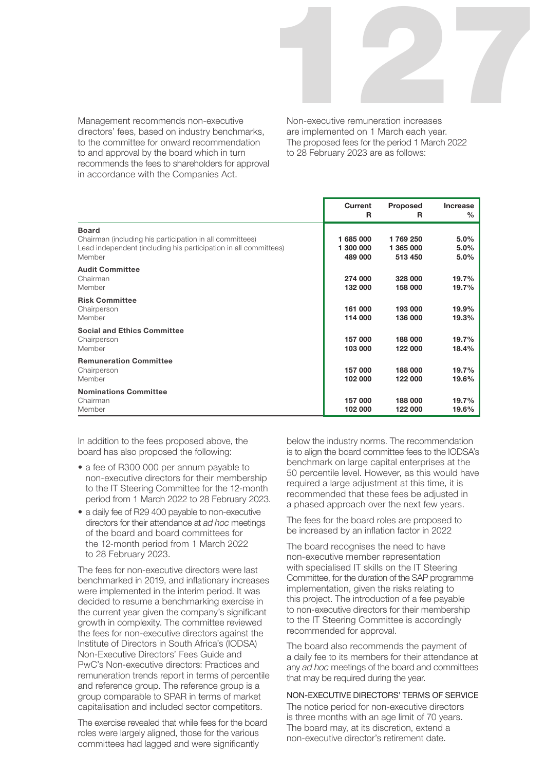Management recommends non-executive directors' fees, based on industry benchmarks, to the committee for onward recommendation to and approval by the board which in turn recommends the fees to shareholders for approval in accordance with the Companies Act.

Non-executive remuneration increases are implemented on 1 March each year. The proposed fees for the period 1 March 2022 to 28 February 2023 are as follows:

| | Current R | Proposed R | Increase % |
|---|---|---|---|
| **Board** | | | |
| Chairman (including his participation in all committees) | **1 685 000** | **1 769 250** | **5.0%** |
| Lead independent (including his participation in all committees) | **1 300 000** | **1 365 000** | **5.0%** |
| Member | **489 000** | **513 450** | **5.0%** |
| **Audit Committee** | | | |
| Chairman | **274 000** | **328 000** | **19.7%** |
| Member | **132 000** | **158 000** | **19.7%** |
| **Risk Committee** | | | |
| Chairperson | **161 000** | **193 000** | **19.9%** |
| Member | **114 000** | **136 000** | **19.3%** |
| **Social and Ethics Committee** | | | |
| Chairperson | **157 000** | **188 000** | **19.7%** |
| Member | **103 000** | **122 000** | **18.4%** |
| **Remuneration Committee** | | | |
| Chairperson | **157 000** | **188 000** | **19.7%** |
| Member | **102 000** | **122 000** | **19.6%** |
| **Nominations Committee** | | | |
| Chairman | **157 000** | **188 000** | **19.7%** |
| Member | **102 000** | **122 000** | **19.6%** |

In addition to the fees proposed above, the board has also proposed the following:

- a fee of R300 000 per annum payable to non-executive directors for their membership to the IT Steering Committee for the 12-month period from 1 March 2022 to 28 February 2023.
- a daily fee of R29 400 payable to non-executive directors for their attendance at *ad hoc* meetings of the board and board committees for the 12-month period from 1 March 2022 to 28 February 2023.

The fees for non-executive directors were last benchmarked in 2019, and inflationary increases were implemented in the interim period. It was decided to resume a benchmarking exercise in the current year given the company's significant growth in complexity. The committee reviewed the fees for non-executive directors against the Institute of Directors in South Africa's (IODSA) Non-Executive Directors' Fees Guide and PwC's Non-executive directors: Practices and remuneration trends report in terms of percentile and reference group. The reference group is a group comparable to SPAR in terms of market capitalisation and included sector competitors.

The exercise revealed that while fees for the board roles were largely aligned, those for the various committees had lagged and were significantly below the industry norms. The recommendation is to align the board committee fees to the IODSA's benchmark on large capital enterprises at the 50 percentile level. However, as this would have required a large adjustment at this time, it is recommended that these fees be adjusted in a phased approach over the next few years.

The fees for the board roles are proposed to be increased by an inflation factor in 2022

The board recognises the need to have non-executive member representation with specialised IT skills on the IT Steering Committee, for the duration of the SAP programme implementation, given the risks relating to this project. The introduction of a fee payable to non-executive directors for their membership to the IT Steering Committee is accordingly recommended for approval.

The board also recommends the payment of a daily fee to its members for their attendance at any *ad hoc* meetings of the board and committees that may be required during the year.

### NON-EXECUTIVE DIRECTORS' TERMS OF SERVICE

The notice period for non-executive directors is three months with an age limit of 70 years. The board may, at its discretion, extend a non-executive director's retirement date.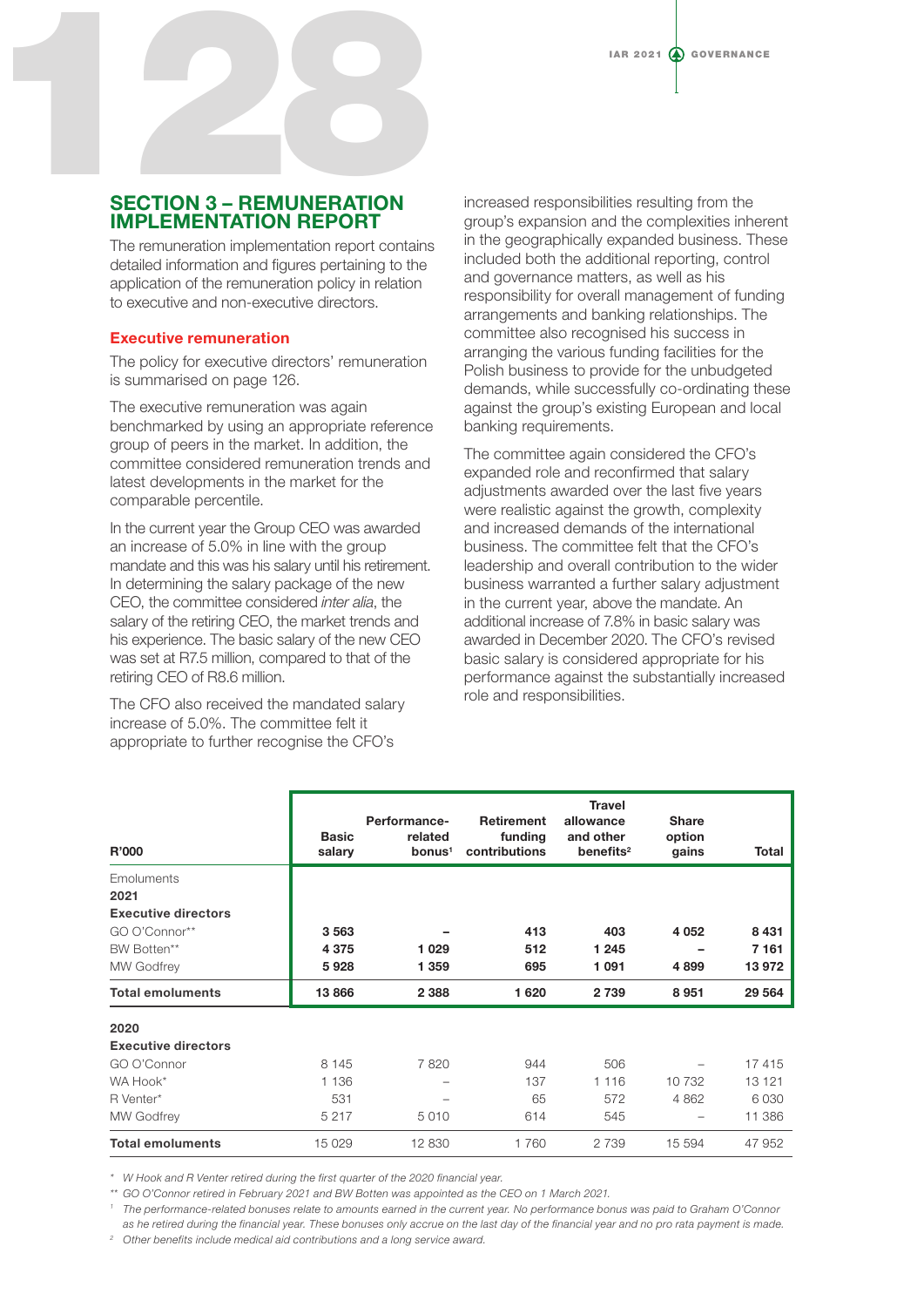## SECTION 3 – REMUNERATION IMPLEMENTATION REPORT

The remuneration implementation report contains detailed information and figures pertaining to the application of the remuneration policy in relation to executive and non-executive directors.

### Executive remuneration

The policy for executive directors' remuneration is summarised on page 126.

The executive remuneration was again benchmarked by using an appropriate reference group of peers in the market. In addition, the committee considered remuneration trends and latest developments in the market for the comparable percentile.

In the current year the Group CEO was awarded an increase of 5.0% in line with the group mandate and this was his salary until his retirement. In determining the salary package of the new CEO, the committee considered *inter alia*, the salary of the retiring CEO, the market trends and his experience. The basic salary of the new CEO was set at R7.5 million, compared to that of the retiring CEO of R8.6 million.

The CFO also received the mandated salary increase of 5.0%. The committee felt it appropriate to further recognise the CFO's increased responsibilities resulting from the group's expansion and the complexities inherent in the geographically expanded business. These included both the additional reporting, control and governance matters, as well as his responsibility for overall management of funding arrangements and banking relationships. The committee also recognised his success in arranging the various funding facilities for the Polish business to provide for the unbudgeted demands, while successfully co-ordinating these against the group's existing European and local banking requirements.

The committee again considered the CFO's expanded role and reconfirmed that salary adjustments awarded over the last five years were realistic against the growth, complexity and increased demands of the international business. The committee felt that the CFO's leadership and overall contribution to the wider business warranted a further salary adjustment in the current year, above the mandate. An additional increase of 7.8% in basic salary was awarded in December 2020. The CFO's revised basic salary is considered appropriate for his performance against the substantially increased role and responsibilities.

| R'000 | Basic salary | Performance-related bonus[1] | Retirement funding contributions | Travel allowance and other benefits[2] | Share option gains | Total |
|---|---|---|---|---|---|---|
| Emoluments | | | | | | |
| **2021** | | | | | | |
| **Executive directors** | | | | | | |
| GO O'Connor** | **3 563** | **–** | **413** | **403** | **4 052** | **8 431** |
| BW Botten** | **4 375** | **1 029** | **512** | **1 245** | **–** | **7 161** |
| MW Godfrey | **5 928** | **1 359** | **695** | **1 091** | **4 899** | **13 972** |
| **Total emoluments** | **13 866** | **2 388** | **1 620** | **2 739** | **8 951** | **29 564** |
| **2020** | | | | | | |
| **Executive directors** | | | | | | |
| GO O'Connor | 8 145 | 7 820 | 944 | 506 | – | 17 415 |
| WA Hook* | 1 136 | – | 137 | 1 116 | 10 732 | 13 121 |
| R Venter* | 531 | – | 65 | 572 | 4 862 | 6 030 |
| MW Godfrey | 5 217 | 5 010 | 614 | 545 | – | 11 386 |
| **Total emoluments** | 15 029 | 12 830 | 1 760 | 2 739 | 15 594 | 47 952 |

*\* W Hook and R Venter retired during the first quarter of the 2020 financial year.*

*\*\* GO O'Connor retired in February 2021 and BW Botten was appointed as the CEO on 1 March 2021.*

*[1] The performance-related bonuses relate to amounts earned in the current year. No performance bonus was paid to Graham O'Connor as he retired during the financial year. These bonuses only accrue on the last day of the financial year and no pro rata payment is made.*

*[2] Other benefits include medical aid contributions and a long service award.*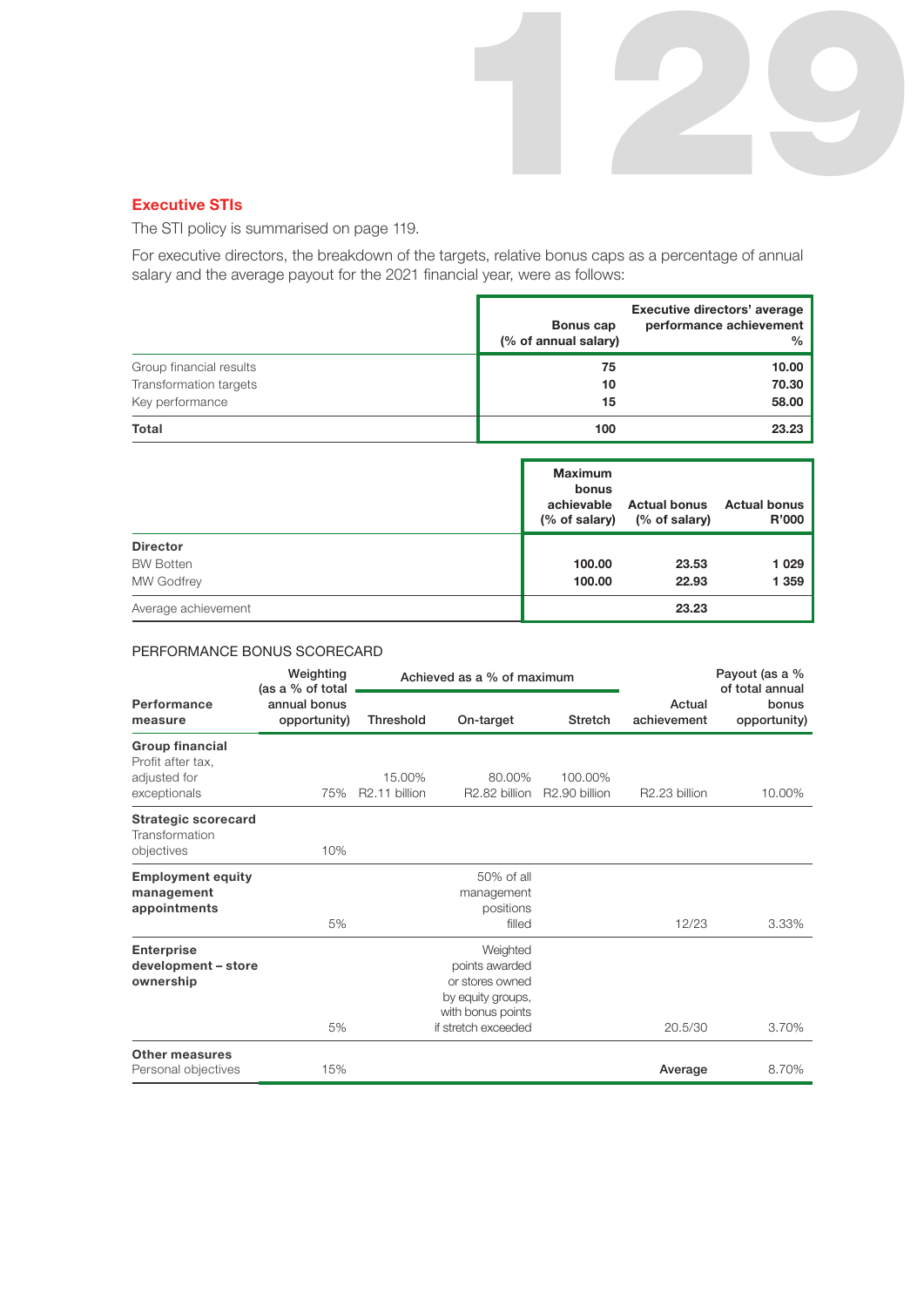## Executive STIs

The STI policy is summarised on page 119.

For executive directors, the breakdown of the targets, relative bonus caps as a percentage of annual salary and the average payout for the 2021 financial year, were as follows:

| | Bonus cap (% of annual salary) | Executive directors' average performance achievement % |
|---|---|---|
| Group financial results | **75** | **10.00** |
| Transformation targets | **10** | **70.30** |
| Key performance | **15** | **58.00** |
| **Total** | **100** | **23.23** |

| | Maximum bonus achievable (% of salary) | Actual bonus (% of salary) | Actual bonus R'000 |
|---|---|---|---|
| **Director** | | | |
| BW Botten | **100.00** | **23.53** | **1 029** |
| MW Godfrey | **100.00** | **22.93** | **1 359** |
| Average achievement | | **23.23** | |

PERFORMANCE BONUS SCORECARD

| Performance measure | Weighting (as a % of total annual bonus opportunity) | Achieved as a % of maximum | | | Actual achievement | Payout (as a % of total annual bonus opportunity) |
|---|---|---|---|---|---|---|
| | | Threshold | On-target | Stretch | | |
| **Group financial** Profit after tax, adjusted for exceptionals | 75% | 15.00% R2.11 billion | 80.00% R2.82 billion | 100.00% R2.90 billion | R2.23 billion | 10.00% |
| **Strategic scorecard** Transformation objectives | 10% | | | | | |
| **Employment equity management appointments** | 5% | | 50% of all management positions filled | | 12/23 | 3.33% |
| **Enterprise development – store ownership** | 5% | | Weighted points awarded or stores owned by equity groups, with bonus points if stretch exceeded | | 20.5/30 | 3.70% |
| **Other measures** Personal objectives | 15% | | | | **Average** | 8.70% |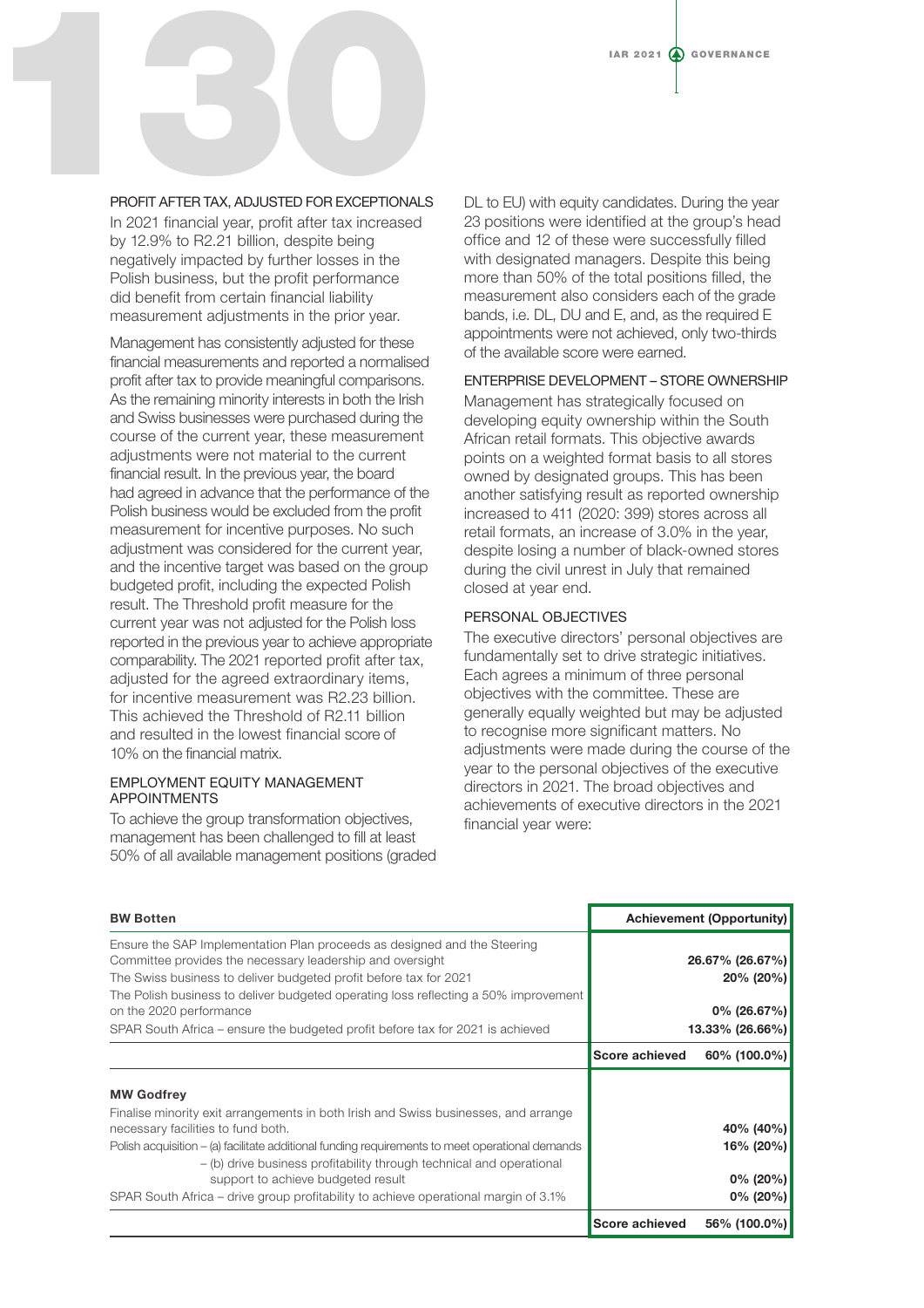### PROFIT AFTER TAX, ADJUSTED FOR EXCEPTIONALS

In 2021 financial year, profit after tax increased by 12.9% to R2.21 billion, despite being negatively impacted by further losses in the Polish business, but the profit performance did benefit from certain financial liability measurement adjustments in the prior year.

Management has consistently adjusted for these financial measurements and reported a normalised profit after tax to provide meaningful comparisons. As the remaining minority interests in both the Irish and Swiss businesses were purchased during the course of the current year, these measurement adjustments were not material to the current financial result. In the previous year, the board had agreed in advance that the performance of the Polish business would be excluded from the profit measurement for incentive purposes. No such adjustment was considered for the current year, and the incentive target was based on the group budgeted profit, including the expected Polish result. The Threshold profit measure for the current year was not adjusted for the Polish loss reported in the previous year to achieve appropriate comparability. The 2021 reported profit after tax, adjusted for the agreed extraordinary items, for incentive measurement was R2.23 billion. This achieved the Threshold of R2.11 billion and resulted in the lowest financial score of 10% on the financial matrix.

### EMPLOYMENT EQUITY MANAGEMENT APPOINTMENTS

To achieve the group transformation objectives, management has been challenged to fill at least 50% of all available management positions (graded DL to EU) with equity candidates. During the year 23 positions were identified at the group's head office and 12 of these were successfully filled with designated managers. Despite this being more than 50% of the total positions filled, the measurement also considers each of the grade bands, i.e. DL, DU and E, and, as the required E appointments were not achieved, only two-thirds of the available score were earned.

### ENTERPRISE DEVELOPMENT – STORE OWNERSHIP

Management has strategically focused on developing equity ownership within the South African retail formats. This objective awards points on a weighted format basis to all stores owned by designated groups. This has been another satisfying result as reported ownership increased to 411 (2020: 399) stores across all retail formats, an increase of 3.0% in the year, despite losing a number of black-owned stores during the civil unrest in July that remained closed at year end.

### PERSONAL OBJECTIVES

The executive directors' personal objectives are fundamentally set to drive strategic initiatives. Each agrees a minimum of three personal objectives with the committee. These are generally equally weighted but may be adjusted to recognise more significant matters. No adjustments were made during the course of the year to the personal objectives of the executive directors in 2021. The broad objectives and achievements of executive directors in the 2021 financial year were:

| **BW Botten** | **Achievement (Opportunity)** |
|---|---|
| Ensure the SAP Implementation Plan proceeds as designed and the Steering Committee provides the necessary leadership and oversight | 26.67% (26.67%) |
| The Swiss business to deliver budgeted profit before tax for 2021 | 20% (20%) |
| The Polish business to deliver budgeted operating loss reflecting a 50% improvement on the 2020 performance | 0% (26.67%) |
| SPAR South Africa – ensure the budgeted profit before tax for 2021 is achieved | 13.33% (26.66%) |
| **Score achieved** | 60% (100.0%) |

| **MW Godfrey** | **Achievement (Opportunity)** |
|---|---|
| Finalise minority exit arrangements in both Irish and Swiss businesses, and arrange necessary facilities to fund both. | 40% (40%) |
| Polish acquisition – (a) facilitate additional funding requirements to meet operational demands | 16% (20%) |
| – (b) drive business profitability through technical and operational support to achieve budgeted result | 0% (20%) |
| SPAR South Africa – drive group profitability to achieve operational margin of 3.1% | 0% (20%) |
| **Score achieved** | 56% (100.0%) |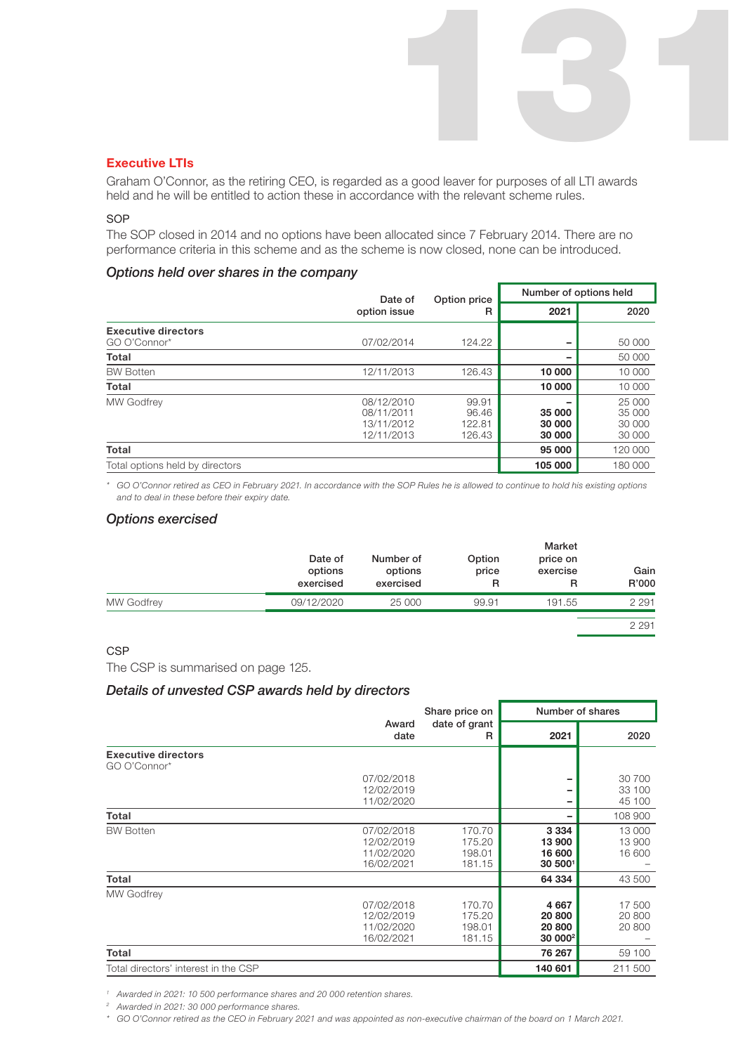## Executive LTIs

Graham O'Connor, as the retiring CEO, is regarded as a good leaver for purposes of all LTI awards held and he will be entitled to action these in accordance with the relevant scheme rules.

### SOP

The SOP closed in 2014 and no options have been allocated since 7 February 2014. There are no performance criteria in this scheme and as the scheme is now closed, none can be introduced.

### *Options held over shares in the company*

| | Date of option issue | Option price R | Number of options held 2021 | 2020 |
|---|---|---|---|---|
| **Executive directors** | | | | |
| GO O'Connor* | 07/02/2014 | 124.22 | – | 50 000 |
| **Total** | | | – | 50 000 |
| BW Botten | 12/11/2013 | 126.43 | **10 000** | 10 000 |
| **Total** | | | **10 000** | 10 000 |
| MW Godfrey | 08/12/2010 | 99.91 | – | 25 000 |
| | 08/11/2011 | 96.46 | **35 000** | 35 000 |
| | 13/11/2012 | 122.81 | **30 000** | 30 000 |
| | 12/11/2013 | 126.43 | **30 000** | 30 000 |
| **Total** | | | **95 000** | 120 000 |
| Total options held by directors | | | **105 000** | 180 000 |

\* *GO O'Connor retired as CEO in February 2021. In accordance with the SOP Rules he is allowed to continue to hold his existing options and to deal in these before their expiry date.*

### *Options exercised*

| | Date of options exercised | Number of options exercised | Option price R | Market price on exercise R | Gain R'000 |
|---|---|---|---|---|---|
| MW Godfrey | 09/12/2020 | 25 000 | 99.91 | 191.55 | 2 291 |
| | | | | | 2 291 |

### CSP

The CSP is summarised on page 125.

### *Details of unvested CSP awards held by directors*

| | Award date | Share price on date of grant R | Number of shares 2021 | 2020 |
|---|---|---|---|---|
| **Executive directors** | | | | |
| GO O'Connor* | | | | |
| | 07/02/2018 | | – | 30 700 |
| | 12/02/2019 | | – | 33 100 |
| | 11/02/2020 | | – | 45 100 |
| **Total** | | | – | 108 900 |
| BW Botten | 07/02/2018 | 170.70 | **3 334** | 13 000 |
| | 12/02/2019 | 175.20 | **13 900** | 13 900 |
| | 11/02/2020 | 198.01 | **16 600** | 16 600 |
| | 16/02/2021 | 181.15 | **30 500**[1] | – |
| **Total** | | | **64 334** | 43 500 |
| MW Godfrey | | | | |
| | 07/02/2018 | 170.70 | **4 667** | 17 500 |
| | 12/02/2019 | 175.20 | **20 800** | 20 800 |
| | 11/02/2020 | 198.01 | **20 800** | 20 800 |
| | 16/02/2021 | 181.15 | **30 000**[2] | – |
| **Total** | | | **76 267** | 59 100 |
| Total directors' interest in the CSP | | | **140 601** | 211 500 |

[1] *Awarded in 2021: 10 500 performance shares and 20 000 retention shares.*

[2] *Awarded in 2021: 30 000 performance shares.*

\* *GO O'Connor retired as the CEO in February 2021 and was appointed as non-executive chairman of the board on 1 March 2021.*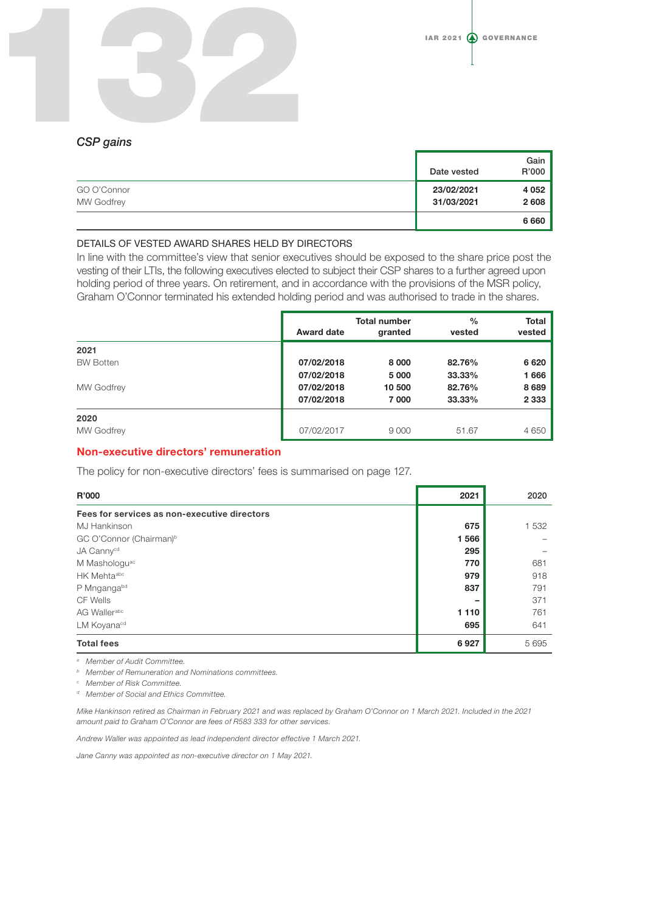*CSP gains*

| | Date vested | Gain R'000 |
|---|---|---|
| GO O'Connor | 23/02/2021 | 4 052 |
| MW Godfrey | 31/03/2021 | 2 608 |
| | | 6 660 |

DETAILS OF VESTED AWARD SHARES HELD BY DIRECTORS

In line with the committee's view that senior executives should be exposed to the share price post the vesting of their LTIs, the following executives elected to subject their CSP shares to a further agreed upon holding period of three years. On retirement, and in accordance with the provisions of the MSR policy, Graham O'Connor terminated his extended holding period and was authorised to trade in the shares.

| | Award date | Total number granted | % vested | Total vested |
|---|---|---|---|---|
| **2021** | | | | |
| BW Botten | 07/02/2018 | 8 000 | 82.76% | 6 620 |
| | 07/02/2018 | 5 000 | 33.33% | 1 666 |
| MW Godfrey | 07/02/2018 | 10 500 | 82.76% | 8 689 |
| | 07/02/2018 | 7 000 | 33.33% | 2 333 |
| **2020** | | | | |
| MW Godfrey | 07/02/2017 | 9 000 | 51.67 | 4 650 |

## Non-executive directors' remuneration

The policy for non-executive directors' fees is summarised on page 127.

| R'000 | 2021 | 2020 |
|---|---|---|
| **Fees for services as non-executive directors** | | |
| MJ Hankinson | 675 | 1 532 |
| GC O'Connor (Chairman)[b] | 1 566 | – |
| JA Canny[cd] | 295 | – |
| M Mashologu[ac] | 770 | 681 |
| HK Mehta[abc] | 979 | 918 |
| P Mnganga[bd] | 837 | 791 |
| CF Wells | – | 371 |
| AG Waller[abc] | 1 110 | 761 |
| LM Koyana[cd] | 695 | 641 |
| **Total fees** | 6 927 | 5 695 |

[a] *Member of Audit Committee.*
[b] *Member of Remuneration and Nominations committees.*
[c] *Member of Risk Committee.*
[d] *Member of Social and Ethics Committee.*

*Mike Hankinson retired as Chairman in February 2021 and was replaced by Graham O'Connor on 1 March 2021. Included in the 2021 amount paid to Graham O'Connor are fees of R583 333 for other services.*

*Andrew Waller was appointed as lead independent director effective 1 March 2021.*

*Jane Canny was appointed as non-executive director on 1 May 2021.*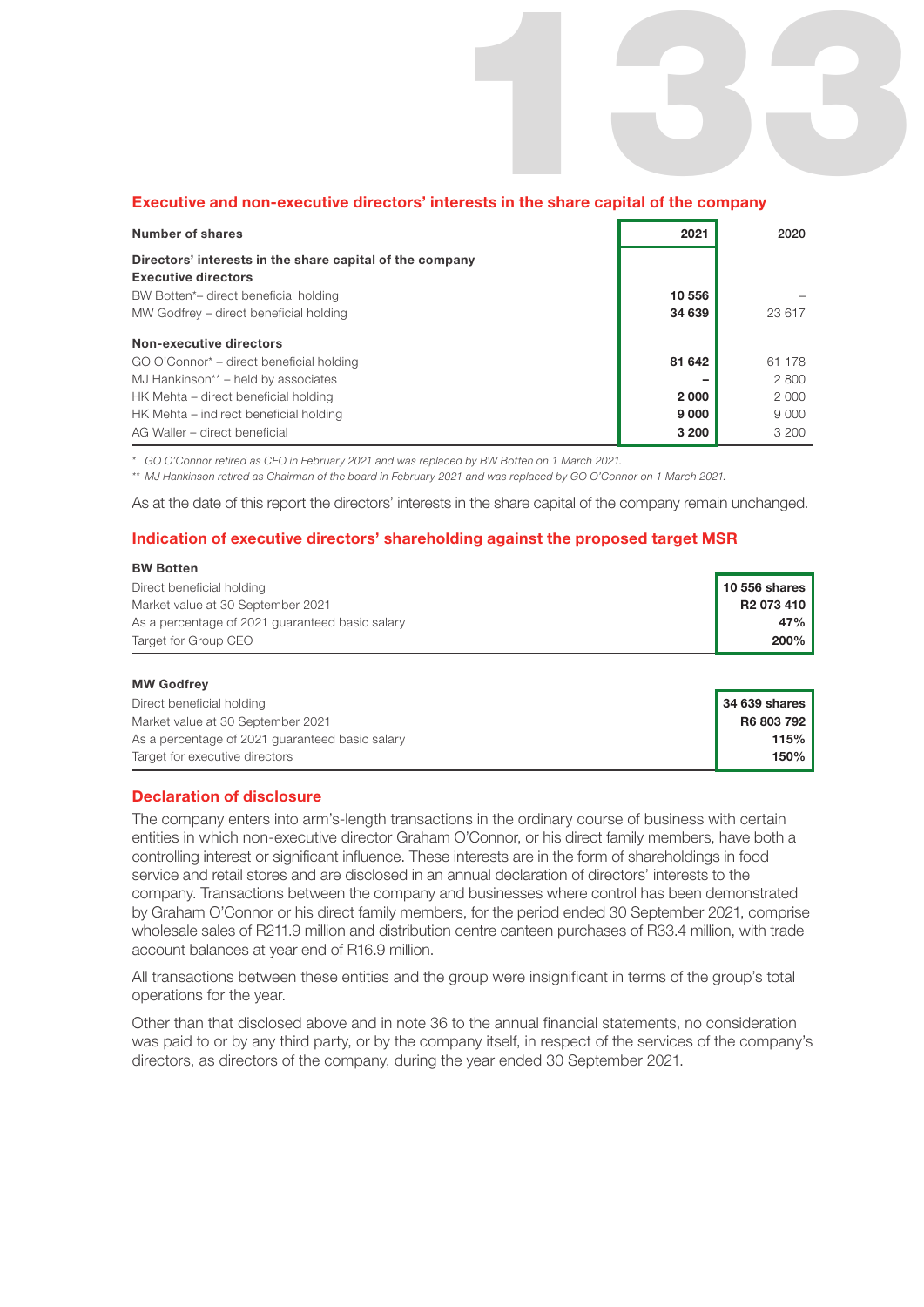## Executive and non-executive directors' interests in the share capital of the company

| Number of shares | 2021 | 2020 |
|---|---|---|
| **Directors' interests in the share capital of the company** | | |
| **Executive directors** | | |
| BW Botten*– direct beneficial holding | **10 556** | – |
| MW Godfrey – direct beneficial holding | **34 639** | 23 617 |
| **Non-executive directors** | | |
| GO O'Connor* – direct beneficial holding | **81 642** | 61 178 |
| MJ Hankinson** – held by associates | **–** | 2 800 |
| HK Mehta – direct beneficial holding | **2 000** | 2 000 |
| HK Mehta – indirect beneficial holding | **9 000** | 9 000 |
| AG Waller – direct beneficial | **3 200** | 3 200 |

\* *GO O'Connor retired as CEO in February 2021 and was replaced by BW Botten on 1 March 2021.*

\** *MJ Hankinson retired as Chairman of the board in February 2021 and was replaced by GO O'Connor on 1 March 2021.*

As at the date of this report the directors' interests in the share capital of the company remain unchanged.

## Indication of executive directors' shareholding against the proposed target MSR

| **BW Botten** | |
|---|---|
| Direct beneficial holding | **10 556 shares** |
| Market value at 30 September 2021 | **R2 073 410** |
| As a percentage of 2021 guaranteed basic salary | **47%** |
| Target for Group CEO | **200%** |

| **MW Godfrey** | |
|---|---|
| Direct beneficial holding | **34 639 shares** |
| Market value at 30 September 2021 | **R6 803 792** |
| As a percentage of 2021 guaranteed basic salary | **115%** |
| Target for executive directors | **150%** |

## Declaration of disclosure

The company enters into arm's-length transactions in the ordinary course of business with certain entities in which non-executive director Graham O'Connor, or his direct family members, have both a controlling interest or significant influence. These interests are in the form of shareholdings in food service and retail stores and are disclosed in an annual declaration of directors' interests to the company. Transactions between the company and businesses where control has been demonstrated by Graham O'Connor or his direct family members, for the period ended 30 September 2021, comprise wholesale sales of R211.9 million and distribution centre canteen purchases of R33.4 million, with trade account balances at year end of R16.9 million.

All transactions between these entities and the group were insignificant in terms of the group's total operations for the year.

Other than that disclosed above and in note 36 to the annual financial statements, no consideration was paid to or by any third party, or by the company itself, in respect of the services of the company's directors, as directors of the company, during the year ended 30 September 2021.